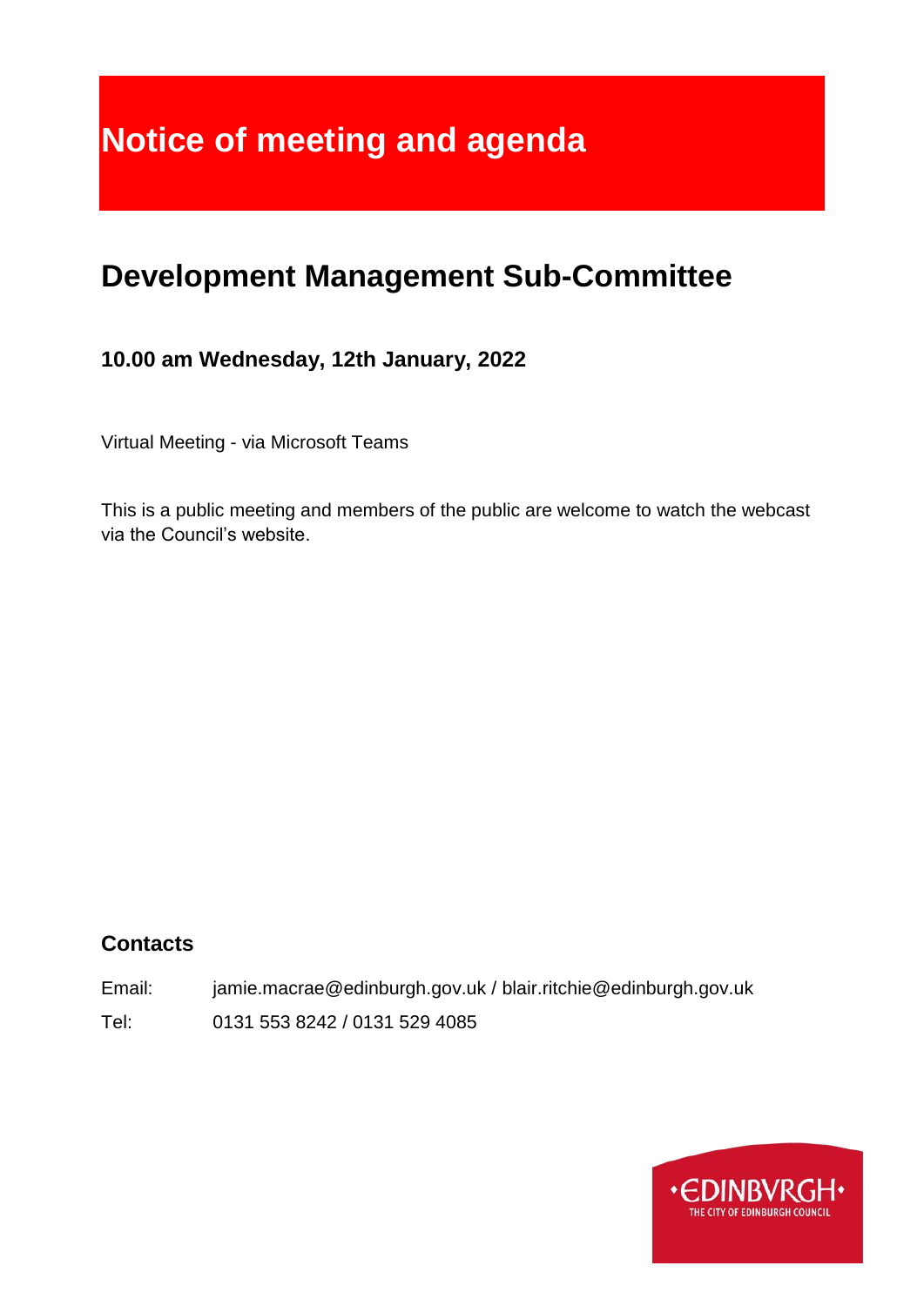# Notice of meeting and agenda

## Development Management Sub-Committee

### 10.00 am Wednesday, 12th January, 2022

Virtual Meeting - via Microsoft Teams

This is a public meeting and members of the public are welcome to watch the webcast via the Council's website.

### Contacts

Email: jamie.macrae@edinburgh.gov.uk / blair.ritchie@edinburgh.gov.uk

Tel: 0131 553 8242 / 0131 529 4085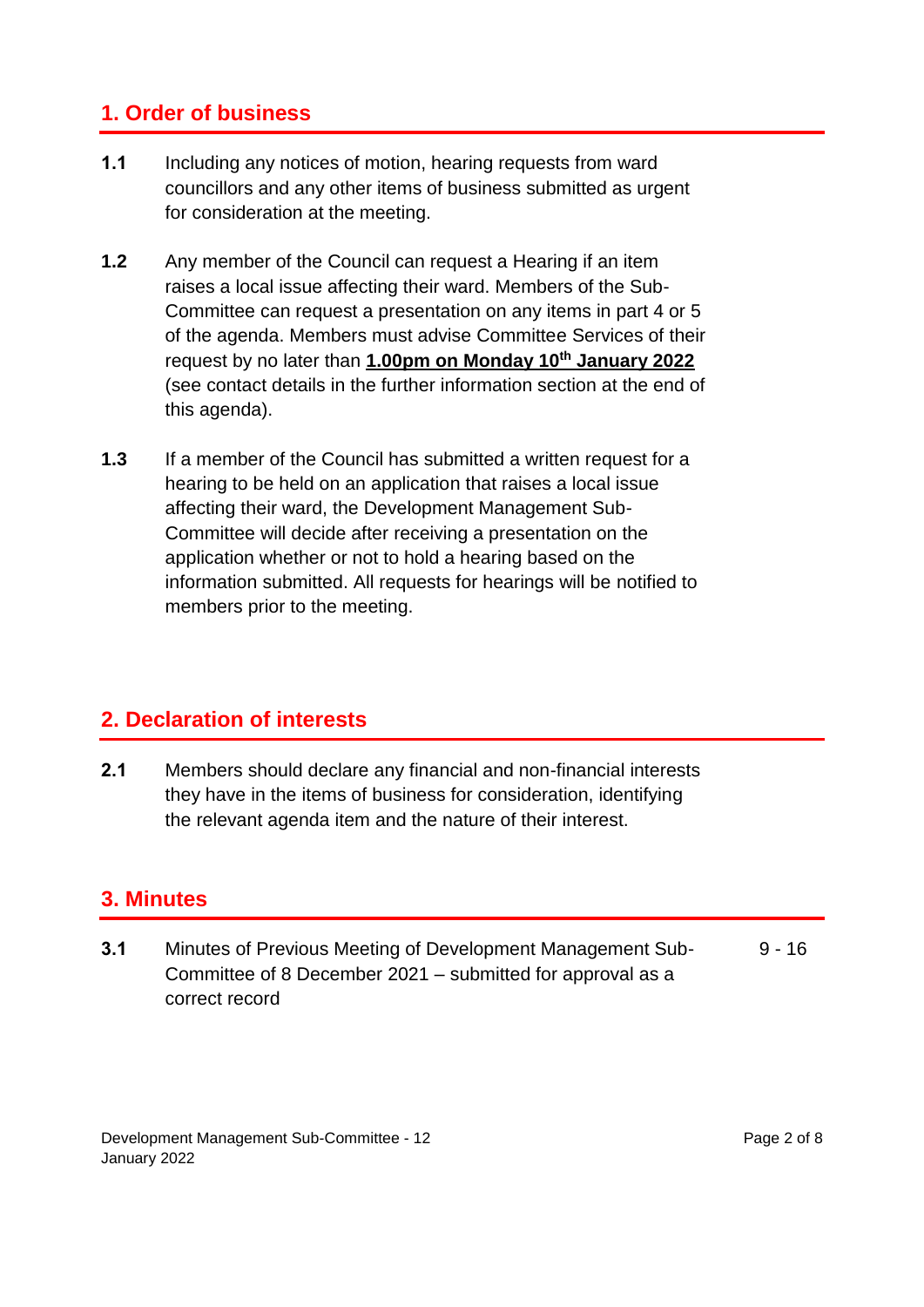## 1. Order of business

**1.1** Including any notices of motion, hearing requests from ward councillors and any other items of business submitted as urgent for consideration at the meeting.

**1.2** Any member of the Council can request a Hearing if an item raises a local issue affecting their ward. Members of the Sub-Committee can request a presentation on any items in part 4 or 5 of the agenda. Members must advise Committee Services of their request by no later than **1.00pm on Monday 10th January 2022** (see contact details in the further information section at the end of this agenda).

**1.3** If a member of the Council has submitted a written request for a hearing to be held on an application that raises a local issue affecting their ward, the Development Management Sub-Committee will decide after receiving a presentation on the application whether or not to hold a hearing based on the information submitted. All requests for hearings will be notified to members prior to the meeting.

## 2. Declaration of interests

**2.1** Members should declare any financial and non-financial interests they have in the items of business for consideration, identifying the relevant agenda item and the nature of their interest.

## 3. Minutes

**3.1** Minutes of Previous Meeting of Development Management Sub-Committee of 8 December 2021 – submitted for approval as a correct record — 9 - 16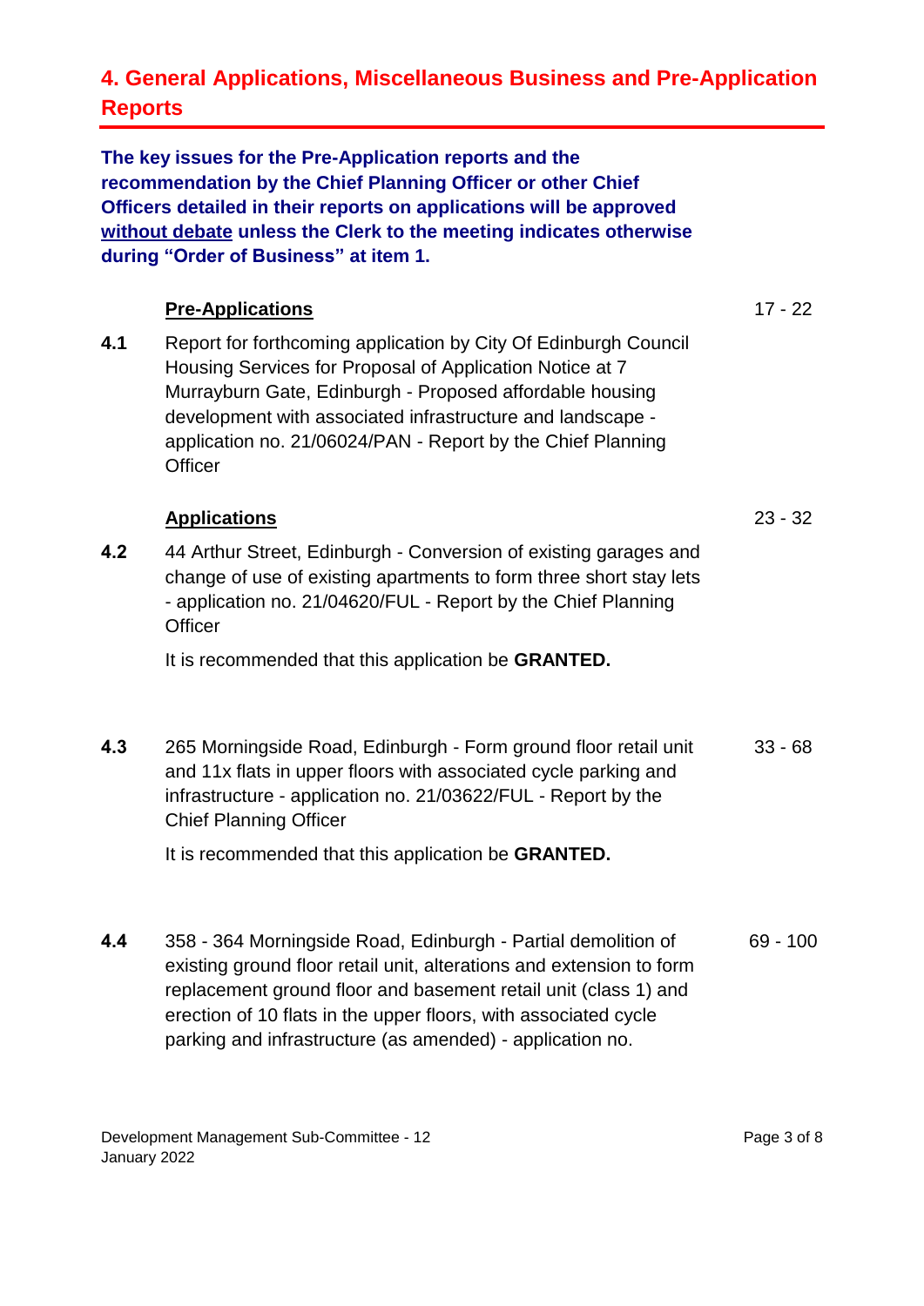## 4. General Applications, Miscellaneous Business and Pre-Application Reports

**The key issues for the Pre-Application reports and the recommendation by the Chief Planning Officer or other Chief Officers detailed in their reports on applications will be approved without debate unless the Clerk to the meeting indicates otherwise during "Order of Business" at item 1.**

**Pre-Applications** — 17 - 22

**4.1** Report for forthcoming application by City Of Edinburgh Council Housing Services for Proposal of Application Notice at 7 Murrayburn Gate, Edinburgh - Proposed affordable housing development with associated infrastructure and landscape - application no. 21/06024/PAN - Report by the Chief Planning Officer

**Applications** — 23 - 32

**4.2** 44 Arthur Street, Edinburgh - Conversion of existing garages and change of use of existing apartments to form three short stay lets - application no. 21/04620/FUL - Report by the Chief Planning Officer

It is recommended that this application be **GRANTED.**

**4.3** 265 Morningside Road, Edinburgh - Form ground floor retail unit and 11x flats in upper floors with associated cycle parking and infrastructure - application no. 21/03622/FUL - Report by the Chief Planning Officer — 33 - 68

It is recommended that this application be **GRANTED.**

**4.4** 358 - 364 Morningside Road, Edinburgh - Partial demolition of existing ground floor retail unit, alterations and extension to form replacement ground floor and basement retail unit (class 1) and erection of 10 flats in the upper floors, with associated cycle parking and infrastructure (as amended) - application no. — 69 - 100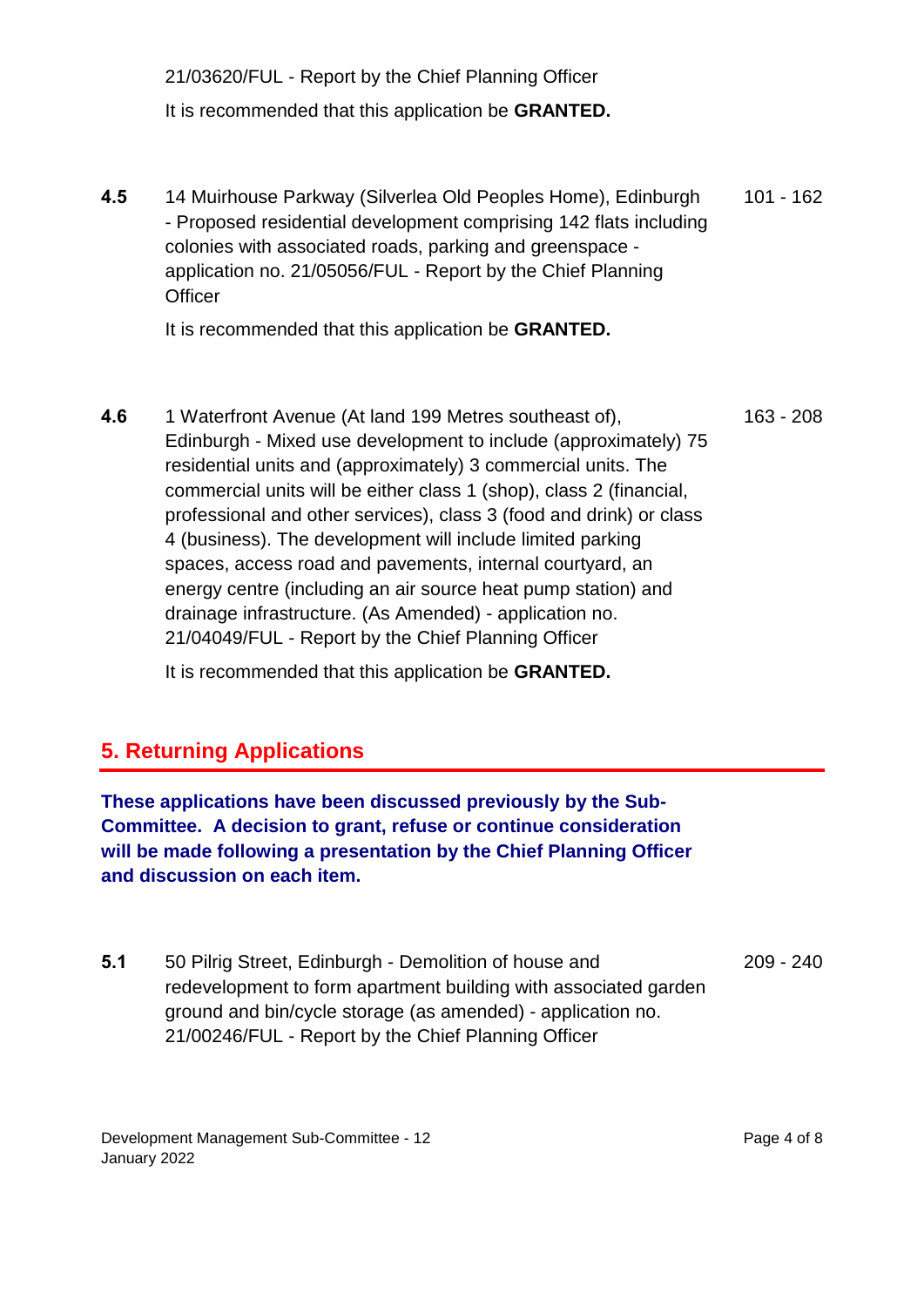21/03620/FUL - Report by the Chief Planning Officer

It is recommended that this application be **GRANTED.**

| | | |
|---|---|---|
| **4.5** | 14 Muirhouse Parkway (Silverlea Old Peoples Home), Edinburgh - Proposed residential development comprising 142 flats including colonies with associated roads, parking and greenspace - application no. 21/05056/FUL - Report by the Chief Planning Officer | 101 - 162 |

It is recommended that this application be **GRANTED.**

| | | |
|---|---|---|
| **4.6** | 1 Waterfront Avenue (At land 199 Metres southeast of), Edinburgh - Mixed use development to include (approximately) 75 residential units and (approximately) 3 commercial units. The commercial units will be either class 1 (shop), class 2 (financial, professional and other services), class 3 (food and drink) or class 4 (business). The development will include limited parking spaces, access road and pavements, internal courtyard, an energy centre (including an air source heat pump station) and drainage infrastructure. (As Amended) - application no. 21/04049/FUL - Report by the Chief Planning Officer | 163 - 208 |

It is recommended that this application be **GRANTED.**

## 5. Returning Applications

**These applications have been discussed previously by the Sub-Committee. A decision to grant, refuse or continue consideration will be made following a presentation by the Chief Planning Officer and discussion on each item.**

| | | |
|---|---|---|
| **5.1** | 50 Pilrig Street, Edinburgh - Demolition of house and redevelopment to form apartment building with associated garden ground and bin/cycle storage (as amended) - application no. 21/00246/FUL - Report by the Chief Planning Officer | 209 - 240 |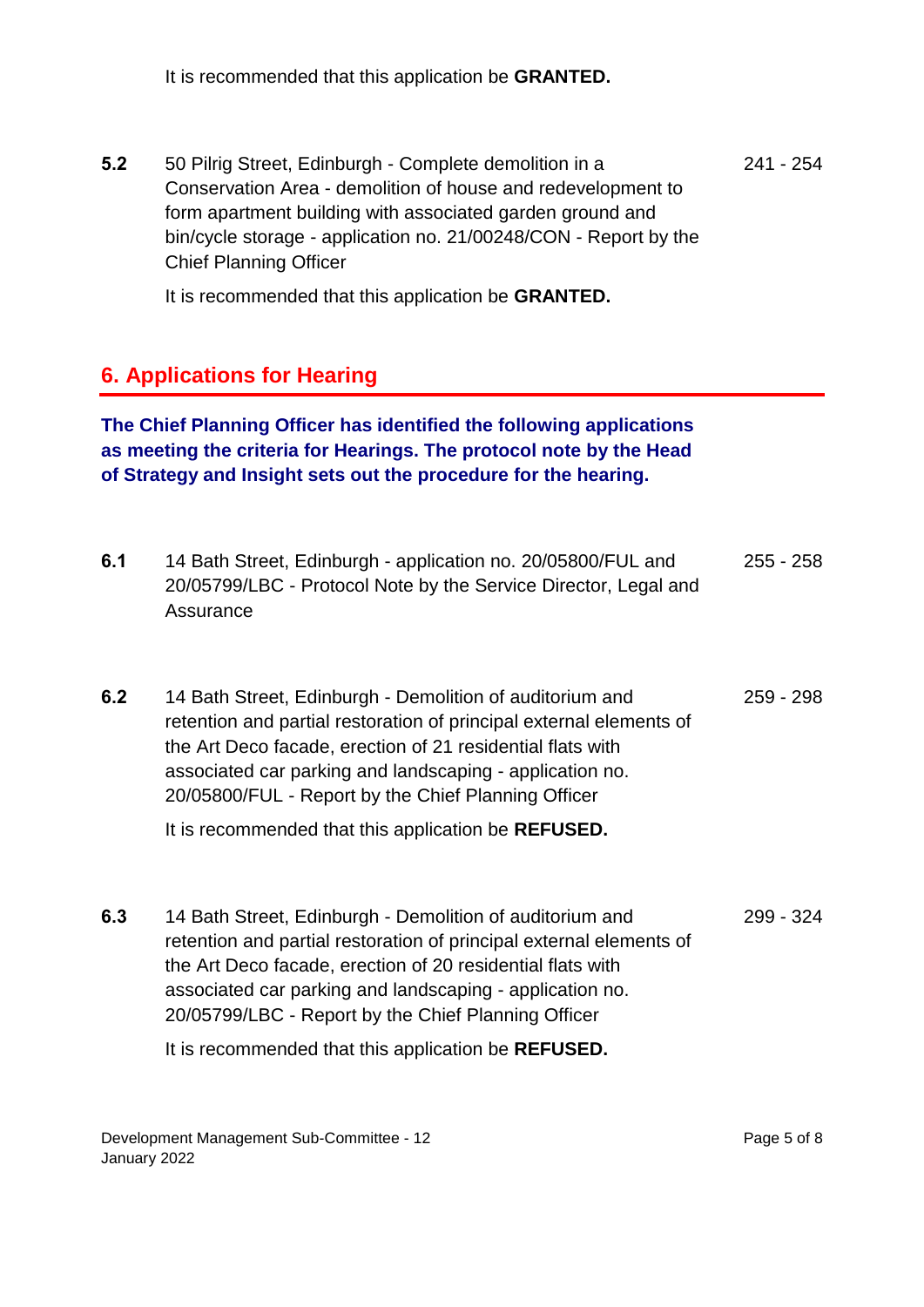It is recommended that this application be **GRANTED.**

| | | |
|---|---|---|
| **5.2** | 50 Pilrig Street, Edinburgh - Complete demolition in a Conservation Area - demolition of house and redevelopment to form apartment building with associated garden ground and bin/cycle storage - application no. 21/00248/CON - Report by the Chief Planning Officer<br><br>It is recommended that this application be **GRANTED.** | 241 - 254 |

## 6. Applications for Hearing

**The Chief Planning Officer has identified the following applications as meeting the criteria for Hearings. The protocol note by the Head of Strategy and Insight sets out the procedure for the hearing.**

| | | |
|---|---|---|
| **6.1** | 14 Bath Street, Edinburgh - application no. 20/05800/FUL and 20/05799/LBC - Protocol Note by the Service Director, Legal and Assurance | 255 - 258 |
| **6.2** | 14 Bath Street, Edinburgh - Demolition of auditorium and retention and partial restoration of principal external elements of the Art Deco facade, erection of 21 residential flats with associated car parking and landscaping - application no. 20/05800/FUL - Report by the Chief Planning Officer<br><br>It is recommended that this application be **REFUSED.** | 259 - 298 |
| **6.3** | 14 Bath Street, Edinburgh - Demolition of auditorium and retention and partial restoration of principal external elements of the Art Deco facade, erection of 20 residential flats with associated car parking and landscaping - application no. 20/05799/LBC - Report by the Chief Planning Officer<br><br>It is recommended that this application be **REFUSED.** | 299 - 324 |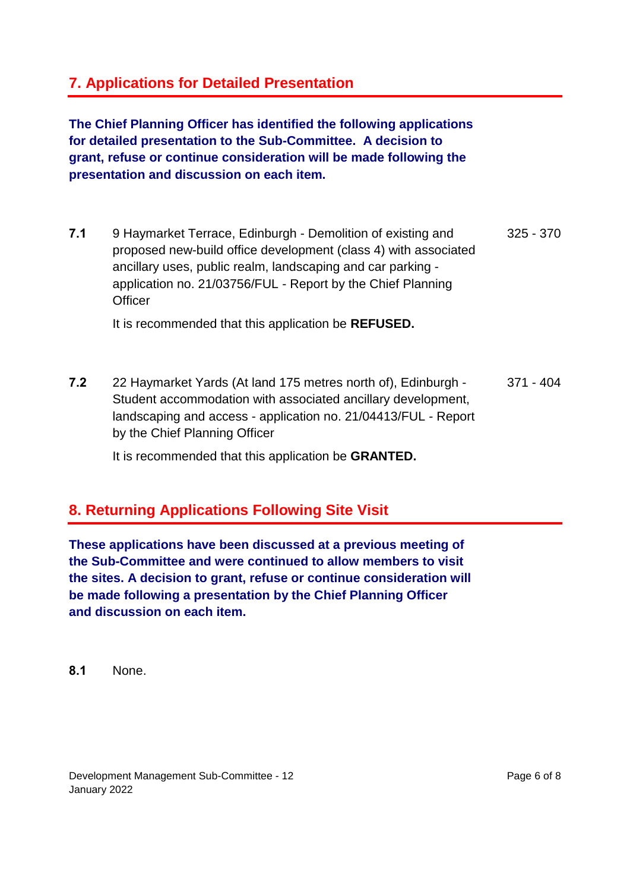## 7. Applications for Detailed Presentation

**The Chief Planning Officer has identified the following applications for detailed presentation to the Sub-Committee. A decision to grant, refuse or continue consideration will be made following the presentation and discussion on each item.**

**7.1** 9 Haymarket Terrace, Edinburgh - Demolition of existing and proposed new-build office development (class 4) with associated ancillary uses, public realm, landscaping and car parking - application no. 21/03756/FUL - Report by the Chief Planning Officer — 325 - 370

It is recommended that this application be **REFUSED.**

**7.2** 22 Haymarket Yards (At land 175 metres north of), Edinburgh - Student accommodation with associated ancillary development, landscaping and access - application no. 21/04413/FUL - Report by the Chief Planning Officer — 371 - 404

It is recommended that this application be **GRANTED.**

## 8. Returning Applications Following Site Visit

**These applications have been discussed at a previous meeting of the Sub-Committee and were continued to allow members to visit the sites. A decision to grant, refuse or continue consideration will be made following a presentation by the Chief Planning Officer and discussion on each item.**

**8.1** None.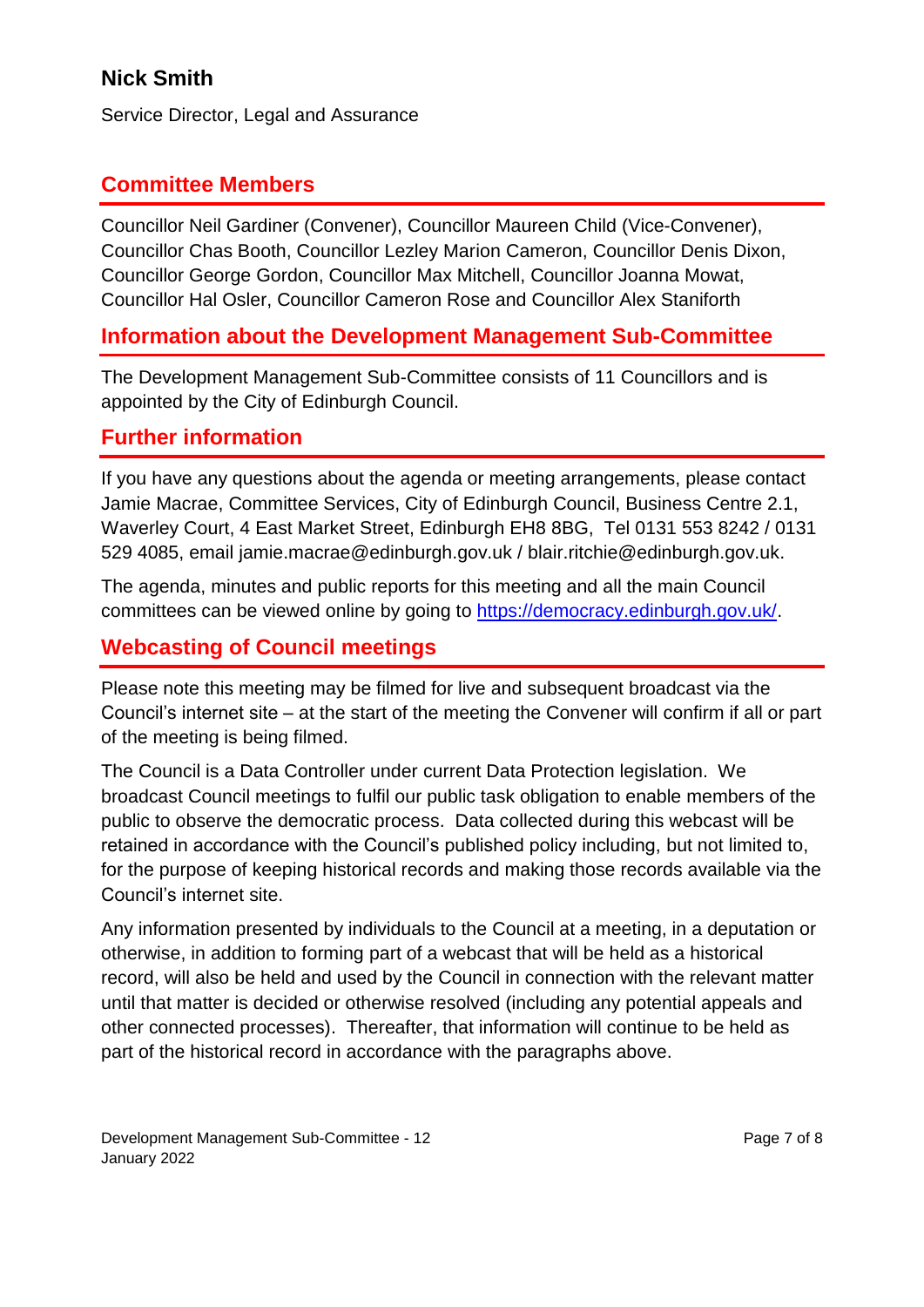**Nick Smith**

Service Director, Legal and Assurance

## Committee Members

Councillor Neil Gardiner (Convener), Councillor Maureen Child (Vice-Convener), Councillor Chas Booth, Councillor Lezley Marion Cameron, Councillor Denis Dixon, Councillor George Gordon, Councillor Max Mitchell, Councillor Joanna Mowat, Councillor Hal Osler, Councillor Cameron Rose and Councillor Alex Staniforth

## Information about the Development Management Sub-Committee

The Development Management Sub-Committee consists of 11 Councillors and is appointed by the City of Edinburgh Council.

## Further information

If you have any questions about the agenda or meeting arrangements, please contact Jamie Macrae, Committee Services, City of Edinburgh Council, Business Centre 2.1, Waverley Court, 4 East Market Street, Edinburgh EH8 8BG, Tel 0131 553 8242 / 0131 529 4085, email jamie.macrae@edinburgh.gov.uk / blair.ritchie@edinburgh.gov.uk.

The agenda, minutes and public reports for this meeting and all the main Council committees can be viewed online by going to https://democracy.edinburgh.gov.uk/.

## Webcasting of Council meetings

Please note this meeting may be filmed for live and subsequent broadcast via the Council's internet site – at the start of the meeting the Convener will confirm if all or part of the meeting is being filmed.

The Council is a Data Controller under current Data Protection legislation. We broadcast Council meetings to fulfil our public task obligation to enable members of the public to observe the democratic process. Data collected during this webcast will be retained in accordance with the Council's published policy including, but not limited to, for the purpose of keeping historical records and making those records available via the Council's internet site.

Any information presented by individuals to the Council at a meeting, in a deputation or otherwise, in addition to forming part of a webcast that will be held as a historical record, will also be held and used by the Council in connection with the relevant matter until that matter is decided or otherwise resolved (including any potential appeals and other connected processes). Thereafter, that information will continue to be held as part of the historical record in accordance with the paragraphs above.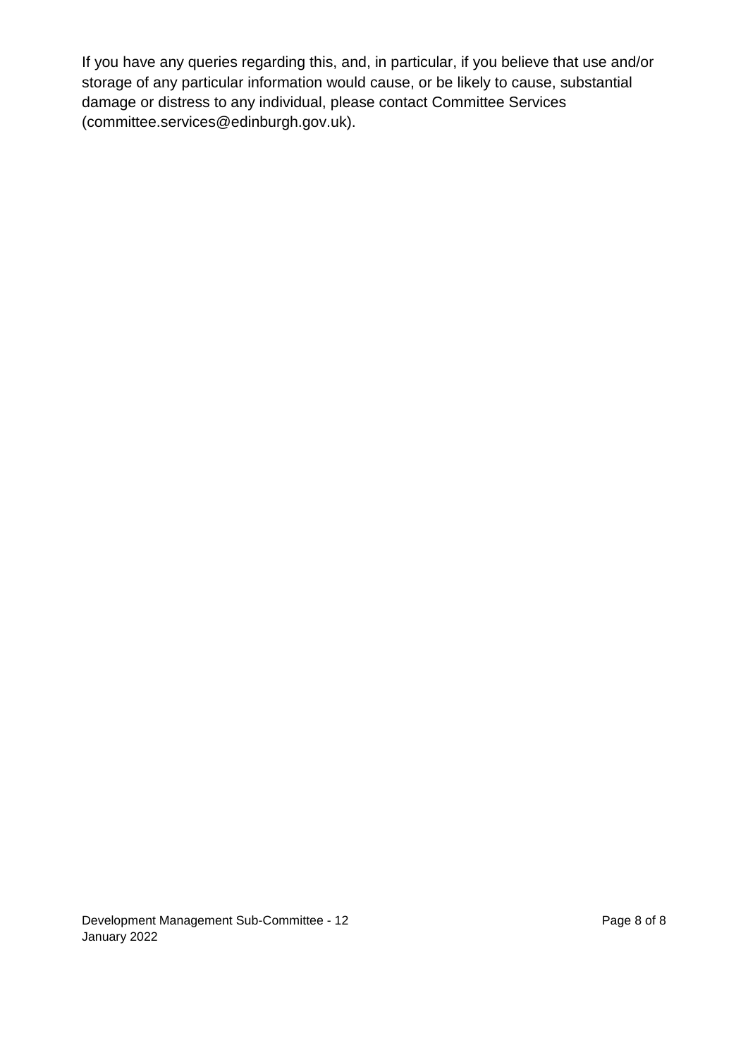If you have any queries regarding this, and, in particular, if you believe that use and/or storage of any particular information would cause, or be likely to cause, substantial damage or distress to any individual, please contact Committee Services (committee.services@edinburgh.gov.uk).